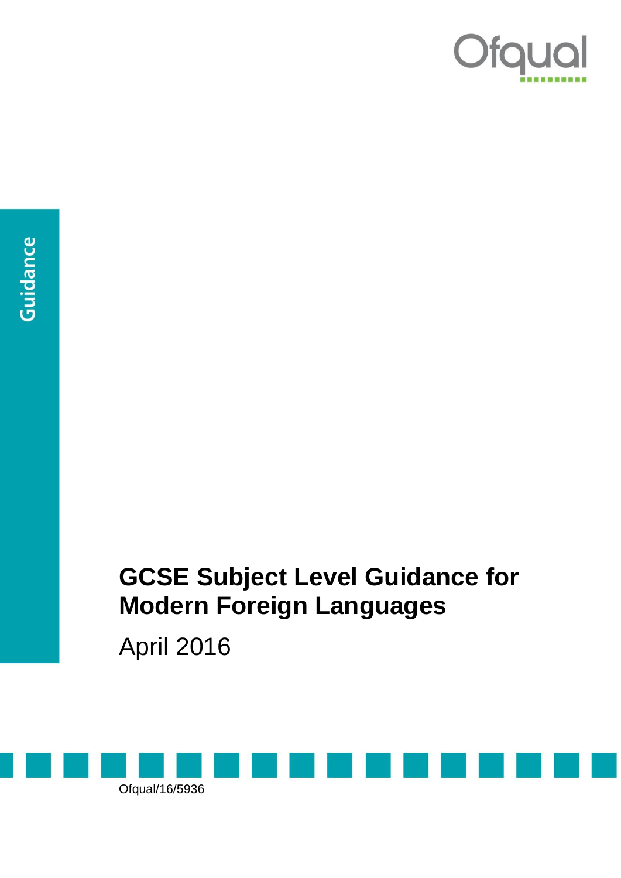Ofqual

Guidance

# GCSE Subject Level Guidance for Modern Foreign Languages

April 2016

Ofqual/16/5936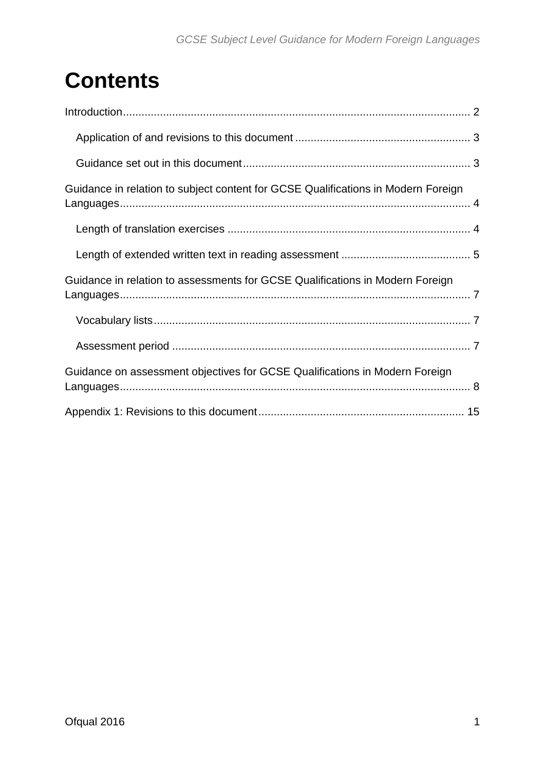# Contents

Introduction ... 2

- Application of and revisions to this document ... 3
- Guidance set out in this document ... 3

Guidance in relation to subject content for GCSE Qualifications in Modern Foreign Languages ... 4

- Length of translation exercises ... 4
- Length of extended written text in reading assessment ... 5

Guidance in relation to assessments for GCSE Qualifications in Modern Foreign Languages ... 7

- Vocabulary lists ... 7
- Assessment period ... 7

Guidance on assessment objectives for GCSE Qualifications in Modern Foreign Languages ... 8

Appendix 1: Revisions to this document ... 15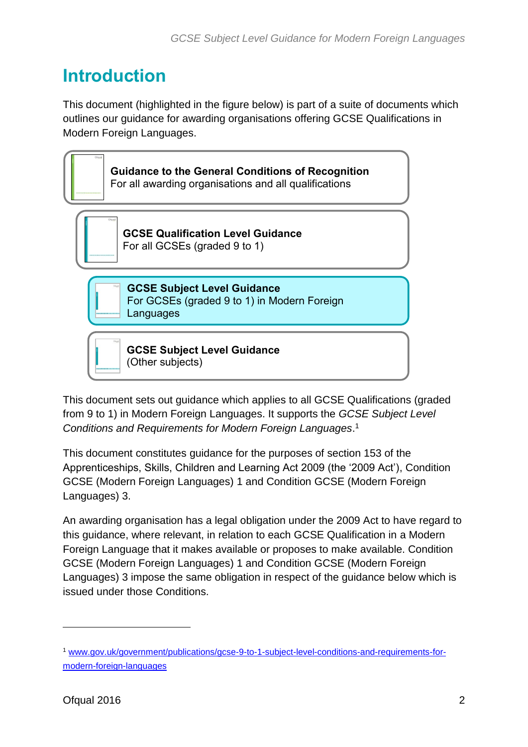# Introduction

This document (highlighted in the figure below) is part of a suite of documents which outlines our guidance for awarding organisations offering GCSE Qualifications in Modern Foreign Languages.

**Guidance to the General Conditions of Recognition**
For all awarding organisations and all qualifications

**GCSE Qualification Level Guidance**
For all GCSEs (graded 9 to 1)

**GCSE Subject Level Guidance**
For GCSEs (graded 9 to 1) in Modern Foreign Languages

**GCSE Subject Level Guidance**
(Other subjects)

This document sets out guidance which applies to all GCSE Qualifications (graded from 9 to 1) in Modern Foreign Languages. It supports the *GCSE Subject Level Conditions and Requirements for Modern Foreign Languages*.[1]

This document constitutes guidance for the purposes of section 153 of the Apprenticeships, Skills, Children and Learning Act 2009 (the '2009 Act'), Condition GCSE (Modern Foreign Languages) 1 and Condition GCSE (Modern Foreign Languages) 3.

An awarding organisation has a legal obligation under the 2009 Act to have regard to this guidance, where relevant, in relation to each GCSE Qualification in a Modern Foreign Language that it makes available or proposes to make available. Condition GCSE (Modern Foreign Languages) 1 and Condition GCSE (Modern Foreign Languages) 3 impose the same obligation in respect of the guidance below which is issued under those Conditions.

---

[1] www.gov.uk/government/publications/gcse-9-to-1-subject-level-conditions-and-requirements-for-modern-foreign-languages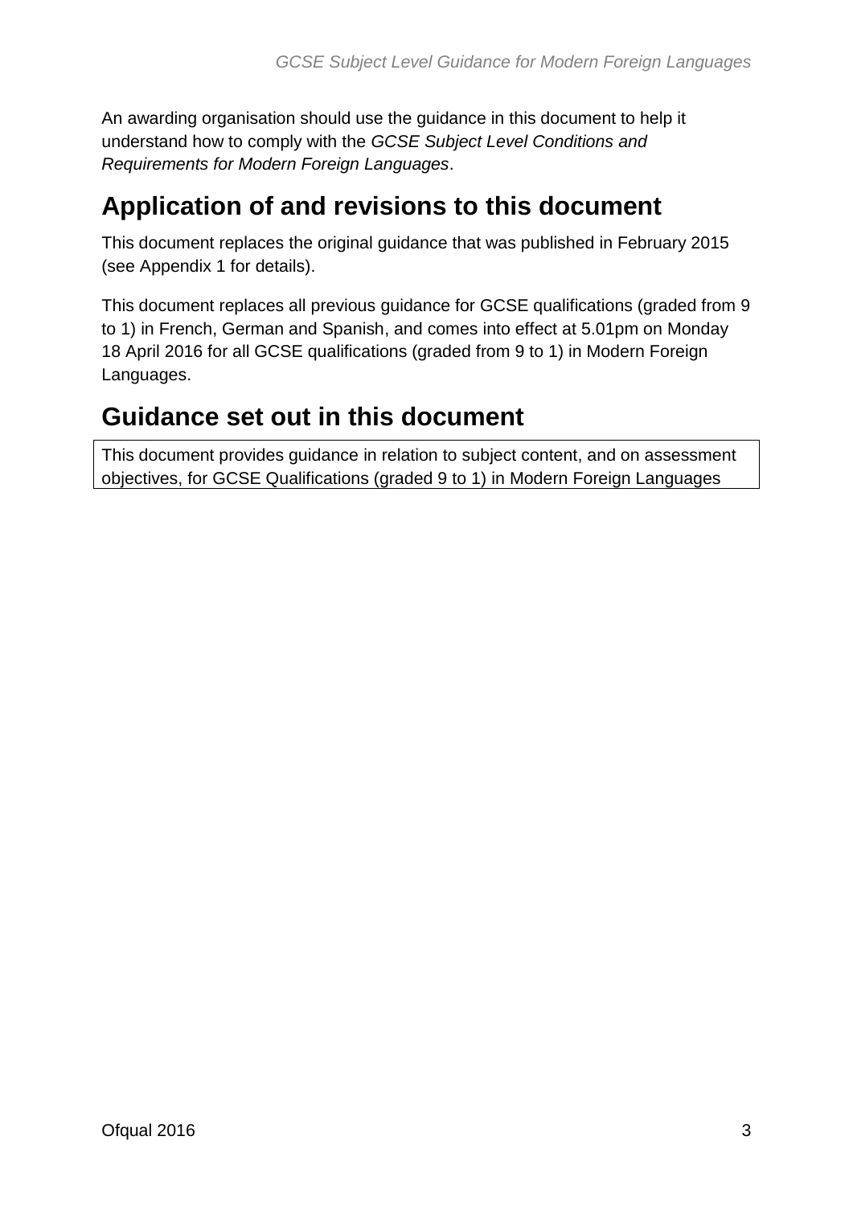An awarding organisation should use the guidance in this document to help it understand how to comply with the *GCSE Subject Level Conditions and Requirements for Modern Foreign Languages*.

## Application of and revisions to this document

This document replaces the original guidance that was published in February 2015 (see Appendix 1 for details).

This document replaces all previous guidance for GCSE qualifications (graded from 9 to 1) in French, German and Spanish, and comes into effect at 5.01pm on Monday 18 April 2016 for all GCSE qualifications (graded from 9 to 1) in Modern Foreign Languages.

## Guidance set out in this document

This document provides guidance in relation to subject content, and on assessment objectives, for GCSE Qualifications (graded 9 to 1) in Modern Foreign Languages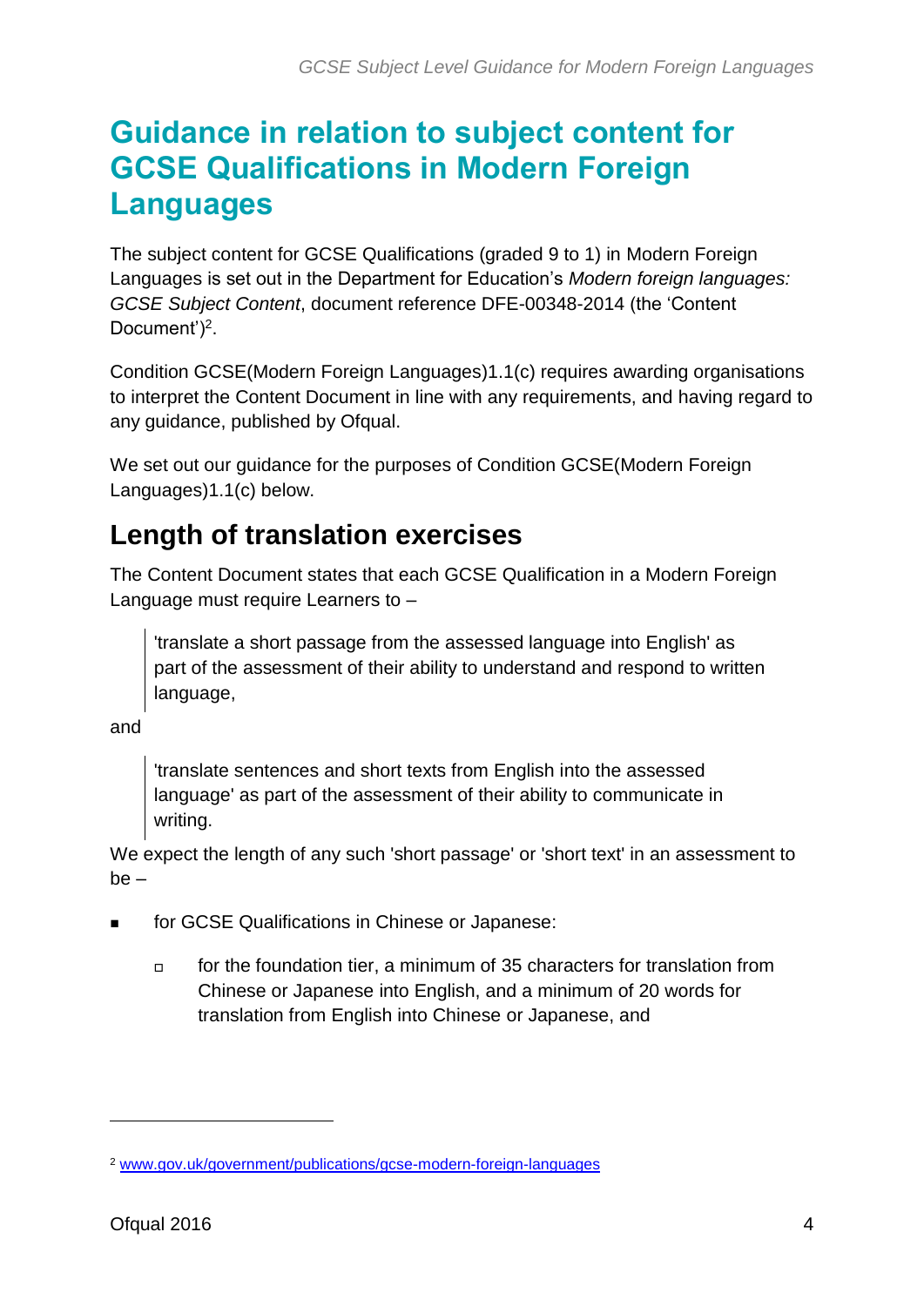# Guidance in relation to subject content for GCSE Qualifications in Modern Foreign Languages

The subject content for GCSE Qualifications (graded 9 to 1) in Modern Foreign Languages is set out in the Department for Education's *Modern foreign languages: GCSE Subject Content*, document reference DFE-00348-2014 (the 'Content Document')[2].

Condition GCSE(Modern Foreign Languages)1.1(c) requires awarding organisations to interpret the Content Document in line with any requirements, and having regard to any guidance, published by Ofqual.

We set out our guidance for the purposes of Condition GCSE(Modern Foreign Languages)1.1(c) below.

## Length of translation exercises

The Content Document states that each GCSE Qualification in a Modern Foreign Language must require Learners to –

> 'translate a short passage from the assessed language into English' as part of the assessment of their ability to understand and respond to written language,

and

> 'translate sentences and short texts from English into the assessed language' as part of the assessment of their ability to communicate in writing.

We expect the length of any such 'short passage' or 'short text' in an assessment to be –

- for GCSE Qualifications in Chinese or Japanese:
  - for the foundation tier, a minimum of 35 characters for translation from Chinese or Japanese into English, and a minimum of 20 words for translation from English into Chinese or Japanese, and

---

[2] www.gov.uk/government/publications/gcse-modern-foreign-languages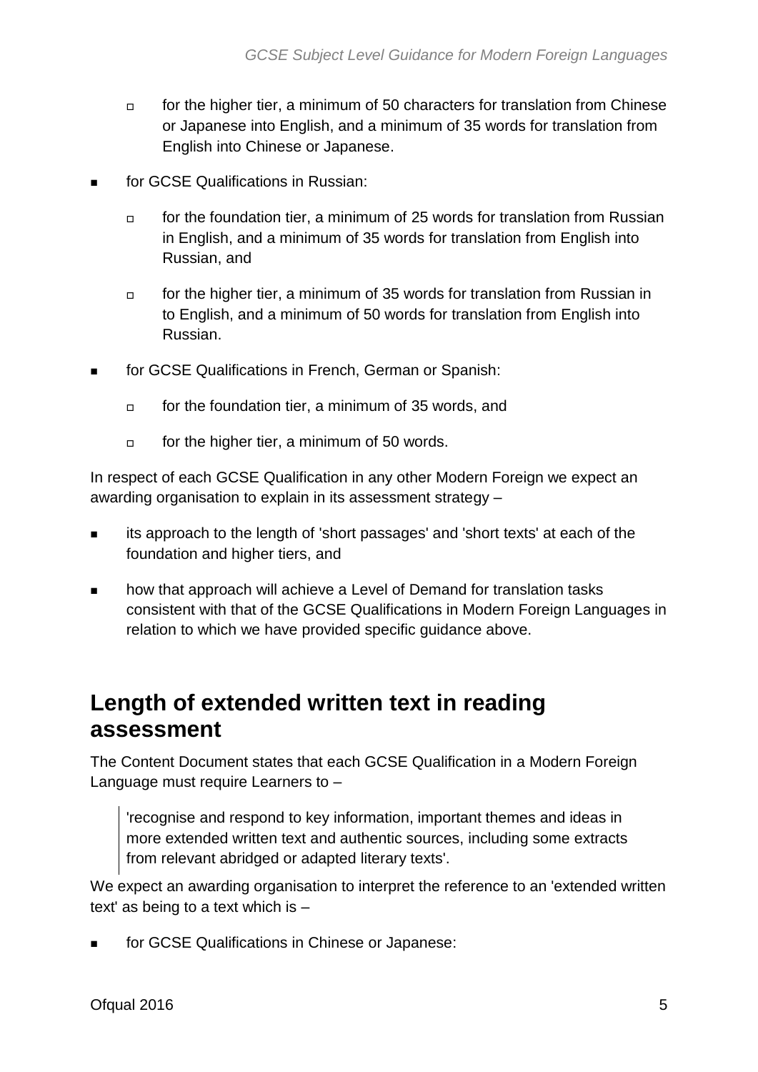- for the higher tier, a minimum of 50 characters for translation from Chinese or Japanese into English, and a minimum of 35 words for translation from English into Chinese or Japanese.

- for GCSE Qualifications in Russian:
  - for the foundation tier, a minimum of 25 words for translation from Russian in English, and a minimum of 35 words for translation from English into Russian, and
  - for the higher tier, a minimum of 35 words for translation from Russian in to English, and a minimum of 50 words for translation from English into Russian.

- for GCSE Qualifications in French, German or Spanish:
  - for the foundation tier, a minimum of 35 words, and
  - for the higher tier, a minimum of 50 words.

In respect of each GCSE Qualification in any other Modern Foreign we expect an awarding organisation to explain in its assessment strategy –

- its approach to the length of 'short passages' and 'short texts' at each of the foundation and higher tiers, and
- how that approach will achieve a Level of Demand for translation tasks consistent with that of the GCSE Qualifications in Modern Foreign Languages in relation to which we have provided specific guidance above.

## Length of extended written text in reading assessment

The Content Document states that each GCSE Qualification in a Modern Foreign Language must require Learners to –

> 'recognise and respond to key information, important themes and ideas in more extended written text and authentic sources, including some extracts from relevant abridged or adapted literary texts'.

We expect an awarding organisation to interpret the reference to an 'extended written text' as being to a text which is –

- for GCSE Qualifications in Chinese or Japanese: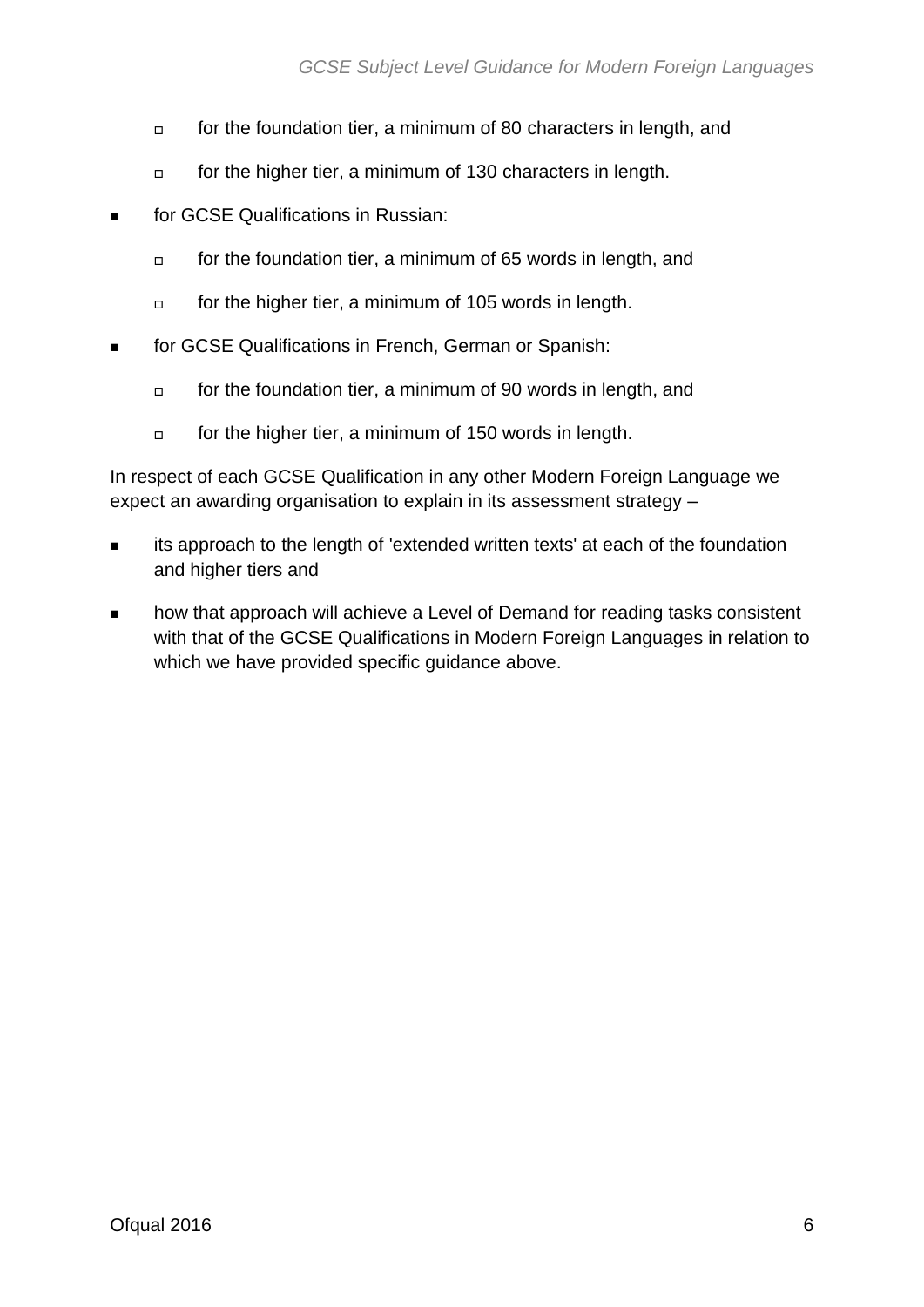- for the foundation tier, a minimum of 80 characters in length, and
    - for the higher tier, a minimum of 130 characters in length.
- for GCSE Qualifications in Russian:
    - for the foundation tier, a minimum of 65 words in length, and
    - for the higher tier, a minimum of 105 words in length.
- for GCSE Qualifications in French, German or Spanish:
    - for the foundation tier, a minimum of 90 words in length, and
    - for the higher tier, a minimum of 150 words in length.

In respect of each GCSE Qualification in any other Modern Foreign Language we expect an awarding organisation to explain in its assessment strategy –

- its approach to the length of 'extended written texts' at each of the foundation and higher tiers and
- how that approach will achieve a Level of Demand for reading tasks consistent with that of the GCSE Qualifications in Modern Foreign Languages in relation to which we have provided specific guidance above.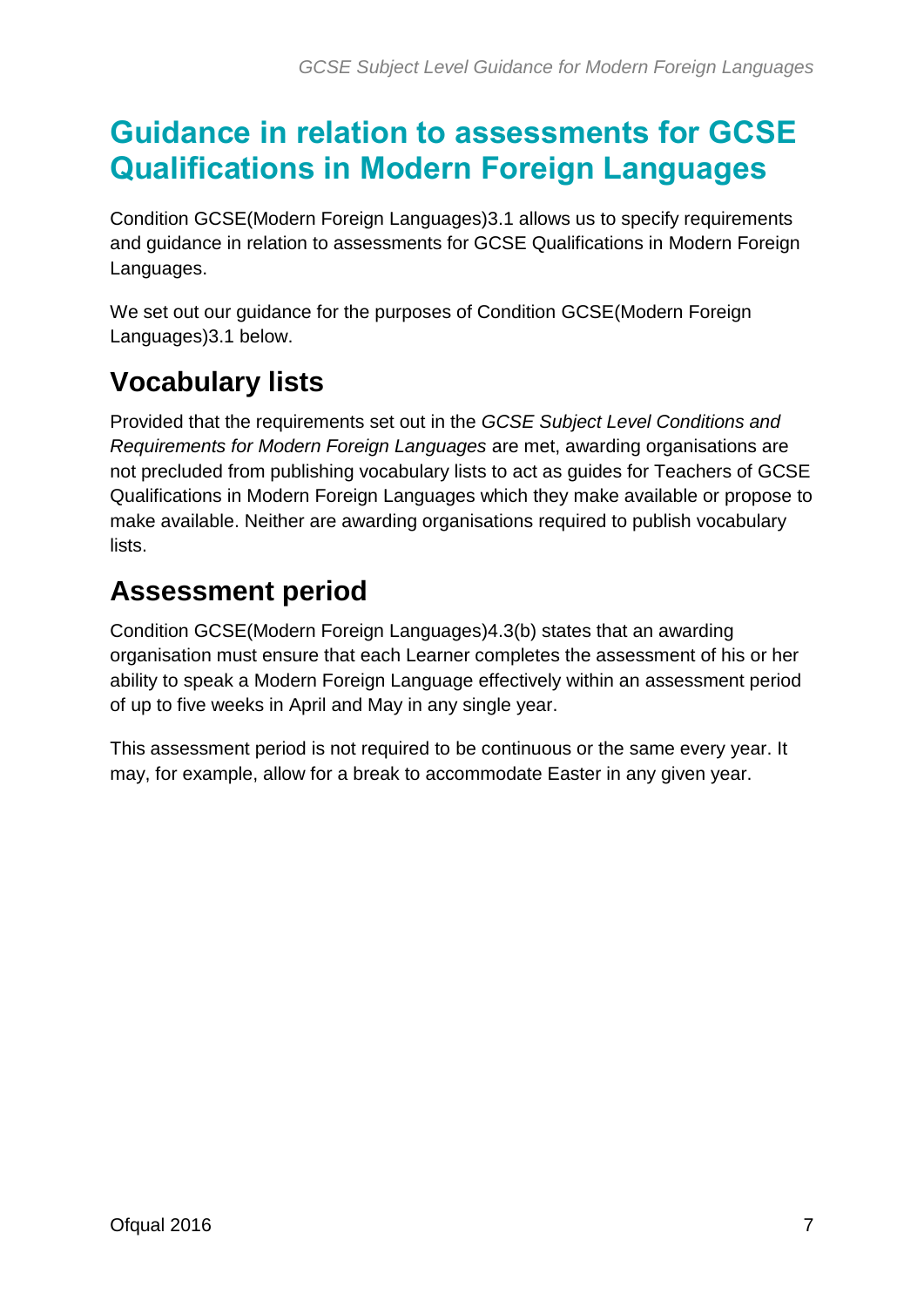# Guidance in relation to assessments for GCSE Qualifications in Modern Foreign Languages

Condition GCSE(Modern Foreign Languages)3.1 allows us to specify requirements and guidance in relation to assessments for GCSE Qualifications in Modern Foreign Languages.

We set out our guidance for the purposes of Condition GCSE(Modern Foreign Languages)3.1 below.

## Vocabulary lists

Provided that the requirements set out in the *GCSE Subject Level Conditions and Requirements for Modern Foreign Languages* are met, awarding organisations are not precluded from publishing vocabulary lists to act as guides for Teachers of GCSE Qualifications in Modern Foreign Languages which they make available or propose to make available. Neither are awarding organisations required to publish vocabulary lists.

## Assessment period

Condition GCSE(Modern Foreign Languages)4.3(b) states that an awarding organisation must ensure that each Learner completes the assessment of his or her ability to speak a Modern Foreign Language effectively within an assessment period of up to five weeks in April and May in any single year.

This assessment period is not required to be continuous or the same every year. It may, for example, allow for a break to accommodate Easter in any given year.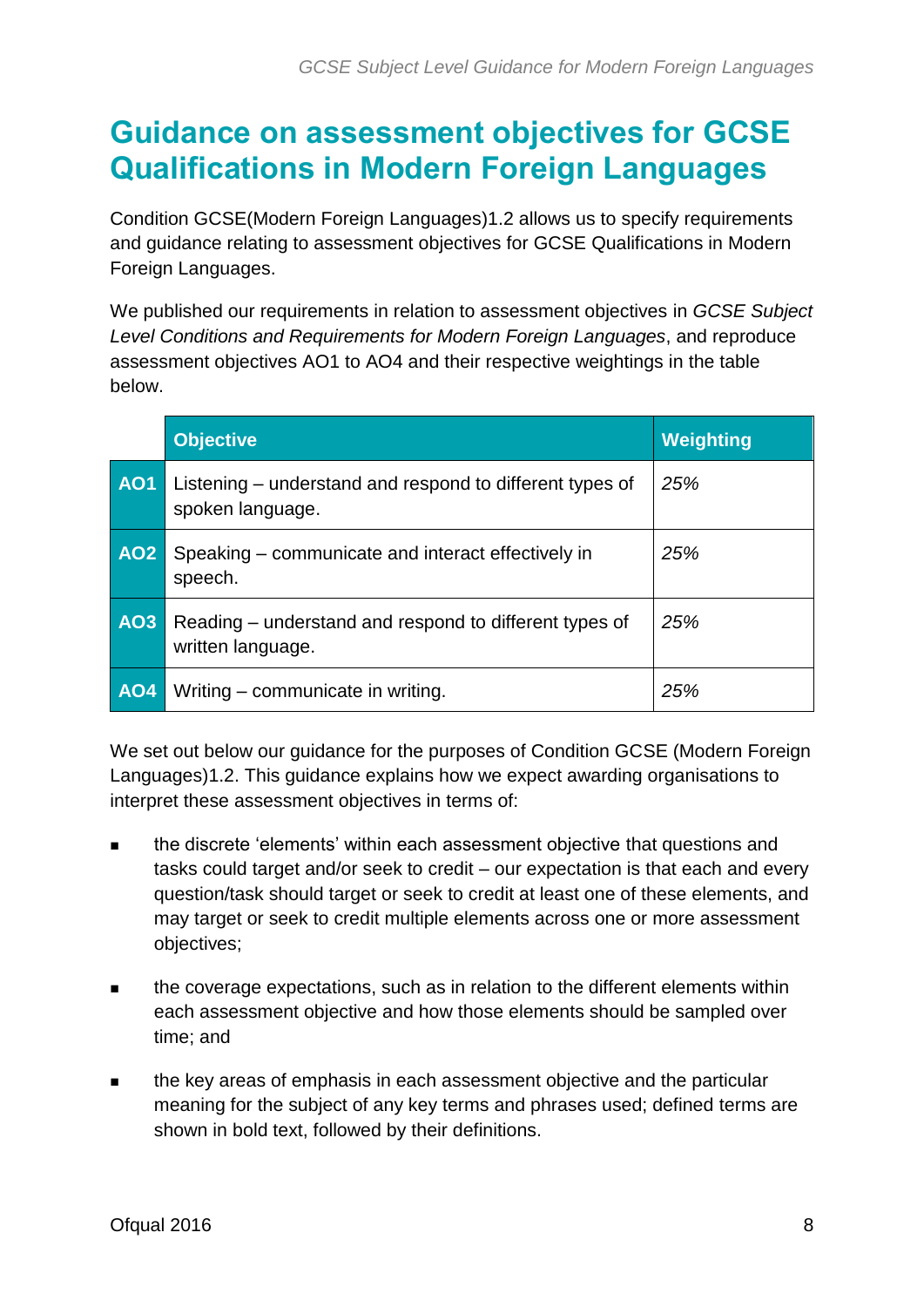# Guidance on assessment objectives for GCSE Qualifications in Modern Foreign Languages

Condition GCSE(Modern Foreign Languages)1.2 allows us to specify requirements and guidance relating to assessment objectives for GCSE Qualifications in Modern Foreign Languages.

We published our requirements in relation to assessment objectives in *GCSE Subject Level Conditions and Requirements for Modern Foreign Languages*, and reproduce assessment objectives AO1 to AO4 and their respective weightings in the table below.

| | Objective | Weighting |
|---|---|---|
| **AO1** | Listening – understand and respond to different types of spoken language. | *25%* |
| **AO2** | Speaking – communicate and interact effectively in speech. | *25%* |
| **AO3** | Reading – understand and respond to different types of written language. | *25%* |
| **AO4** | Writing – communicate in writing. | *25%* |

We set out below our guidance for the purposes of Condition GCSE (Modern Foreign Languages)1.2. This guidance explains how we expect awarding organisations to interpret these assessment objectives in terms of:

- the discrete 'elements' within each assessment objective that questions and tasks could target and/or seek to credit – our expectation is that each and every question/task should target or seek to credit at least one of these elements, and may target or seek to credit multiple elements across one or more assessment objectives;
- the coverage expectations, such as in relation to the different elements within each assessment objective and how those elements should be sampled over time; and
- the key areas of emphasis in each assessment objective and the particular meaning for the subject of any key terms and phrases used; defined terms are shown in bold text, followed by their definitions.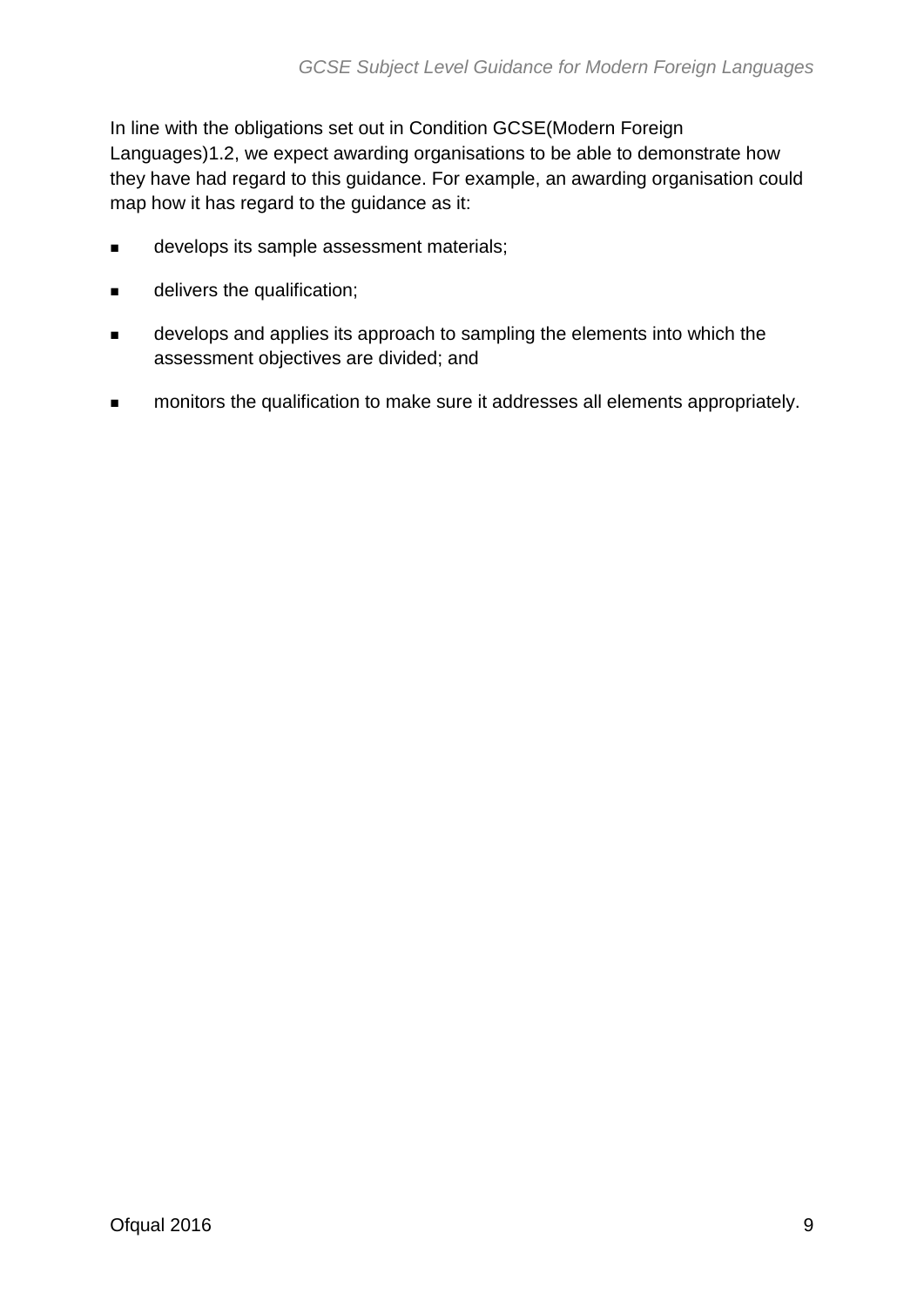In line with the obligations set out in Condition GCSE(Modern Foreign Languages)1.2, we expect awarding organisations to be able to demonstrate how they have had regard to this guidance. For example, an awarding organisation could map how it has regard to the guidance as it:

- develops its sample assessment materials;
- delivers the qualification;
- develops and applies its approach to sampling the elements into which the assessment objectives are divided; and
- monitors the qualification to make sure it addresses all elements appropriately.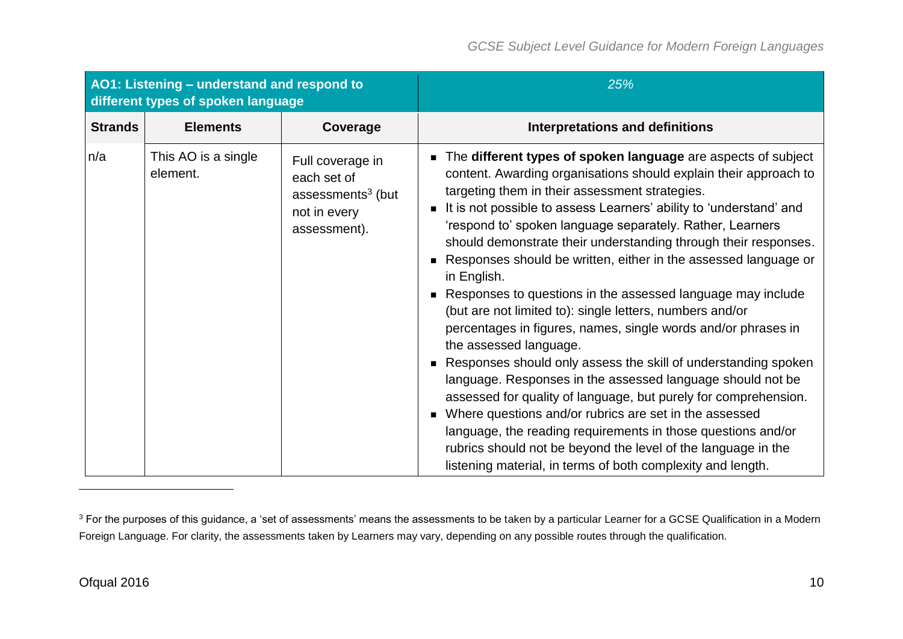| AO1: Listening – understand and respond to different types of spoken language | | | *25%* |
|---|---|---|---|
| **Strands** | **Elements** | **Coverage** | **Interpretations and definitions** |
| n/a | This AO is a single element. | Full coverage in each set of assessments[3] (but not in every assessment). | ▪ The **different types of spoken language** are aspects of subject content. Awarding organisations should explain their approach to targeting them in their assessment strategies.<br>▪ It is not possible to assess Learners' ability to 'understand' and 'respond to' spoken language separately. Rather, Learners should demonstrate their understanding through their responses.<br>▪ Responses should be written, either in the assessed language or in English.<br>▪ Responses to questions in the assessed language may include (but are not limited to): single letters, numbers and/or percentages in figures, names, single words and/or phrases in the assessed language.<br>▪ Responses should only assess the skill of understanding spoken language. Responses in the assessed language should not be assessed for quality of language, but purely for comprehension.<br>▪ Where questions and/or rubrics are set in the assessed language, the reading requirements in those questions and/or rubrics should not be beyond the level of the language in the listening material, in terms of both complexity and length. |

[3] For the purposes of this guidance, a 'set of assessments' means the assessments to be taken by a particular Learner for a GCSE Qualification in a Modern Foreign Language. For clarity, the assessments taken by Learners may vary, depending on any possible routes through the qualification.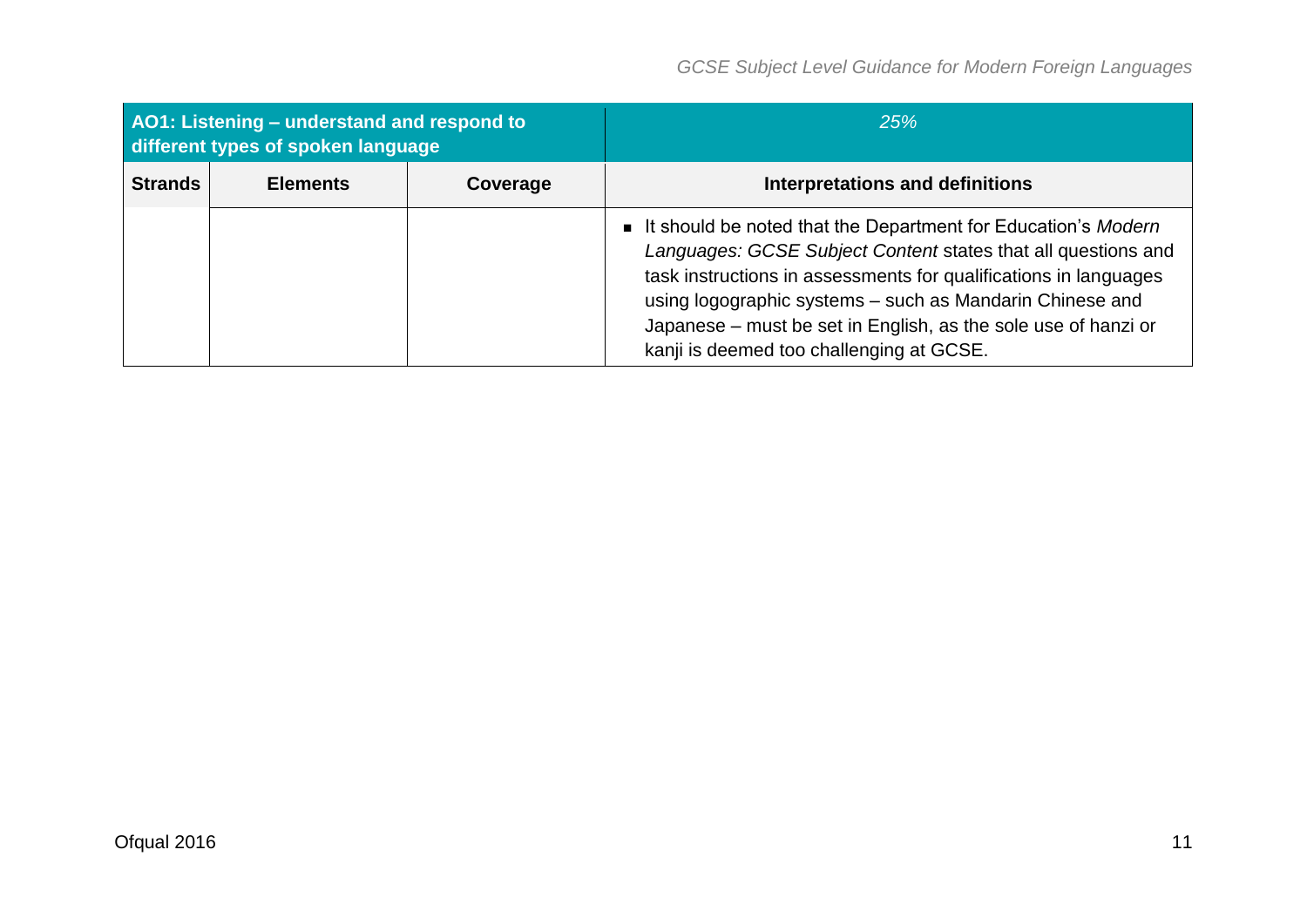| AO1: Listening – understand and respond to different types of spoken language | | | *25%* |
|---|---|---|---|
| **Strands** | **Elements** | **Coverage** | **Interpretations and definitions** |
| | | | ▪ It should be noted that the Department for Education's *Modern Languages: GCSE Subject Content* states that all questions and task instructions in assessments for qualifications in languages using logographic systems – such as Mandarin Chinese and Japanese – must be set in English, as the sole use of hanzi or kanji is deemed too challenging at GCSE. |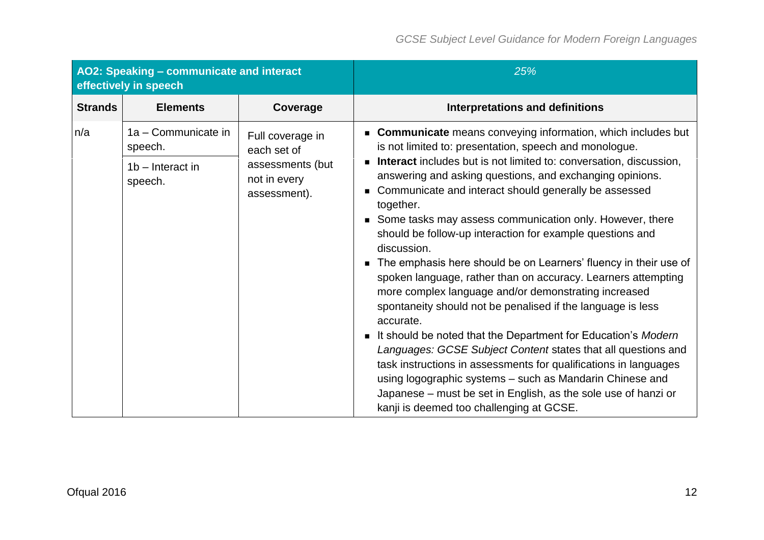| AO2: Speaking – communicate and interact effectively in speech | | | *25%* |
|---|---|---|---|
| **Strands** | **Elements** | **Coverage** | **Interpretations and definitions** |
| n/a | 1a – Communicate in speech.<br><br>1b – Interact in speech. | Full coverage in each set of assessments (but not in every assessment). | ■ **Communicate** means conveying information, which includes but is not limited to: presentation, speech and monologue.<br>■ **Interact** includes but is not limited to: conversation, discussion, answering and asking questions, and exchanging opinions.<br>■ Communicate and interact should generally be assessed together.<br>■ Some tasks may assess communication only. However, there should be follow-up interaction for example questions and discussion.<br>■ The emphasis here should be on Learners' fluency in their use of spoken language, rather than on accuracy. Learners attempting more complex language and/or demonstrating increased spontaneity should not be penalised if the language is less accurate.<br>■ It should be noted that the Department for Education's *Modern Languages: GCSE Subject Content* states that all questions and task instructions in assessments for qualifications in languages using logographic systems – such as Mandarin Chinese and Japanese – must be set in English, as the sole use of hanzi or kanji is deemed too challenging at GCSE. |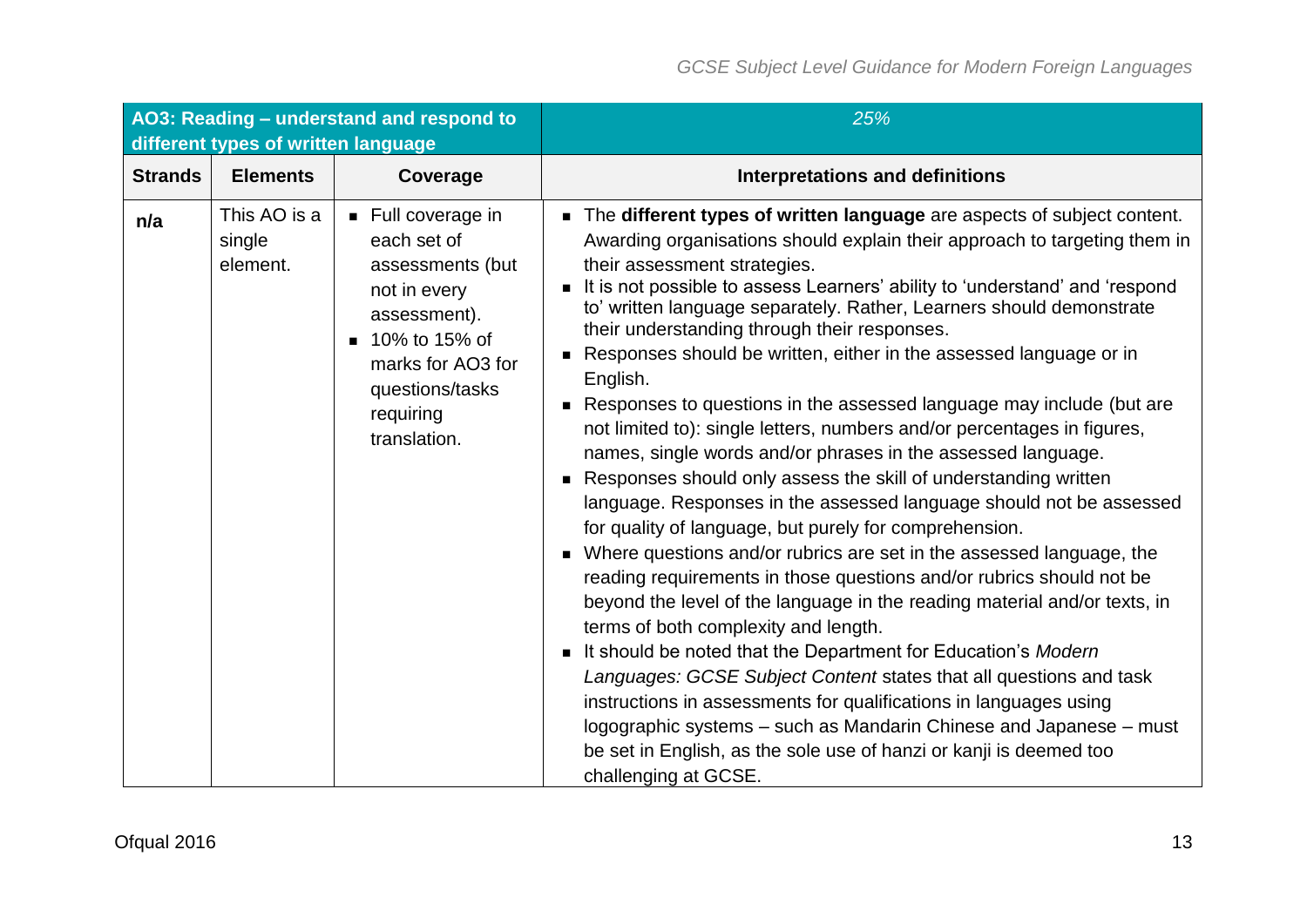| AO3: Reading – understand and respond to different types of written language | | | *25%* |
|---|---|---|---|
| **Strands** | **Elements** | **Coverage** | **Interpretations and definitions** |
| **n/a** | This AO is a single element. | ▪ Full coverage in each set of assessments (but not in every assessment).<br>▪ 10% to 15% of marks for AO3 for questions/tasks requiring translation. | ▪ The **different types of written language** are aspects of subject content. Awarding organisations should explain their approach to targeting them in their assessment strategies.<br>▪ It is not possible to assess Learners' ability to 'understand' and 'respond to' written language separately. Rather, Learners should demonstrate their understanding through their responses.<br>▪ Responses should be written, either in the assessed language or in English.<br>▪ Responses to questions in the assessed language may include (but are not limited to): single letters, numbers and/or percentages in figures, names, single words and/or phrases in the assessed language.<br>▪ Responses should only assess the skill of understanding written language. Responses in the assessed language should not be assessed for quality of language, but purely for comprehension.<br>▪ Where questions and/or rubrics are set in the assessed language, the reading requirements in those questions and/or rubrics should not be beyond the level of the language in the reading material and/or texts, in terms of both complexity and length.<br>▪ It should be noted that the Department for Education's *Modern Languages: GCSE Subject Content* states that all questions and task instructions in assessments for qualifications in languages using logographic systems – such as Mandarin Chinese and Japanese – must be set in English, as the sole use of hanzi or kanji is deemed too challenging at GCSE. |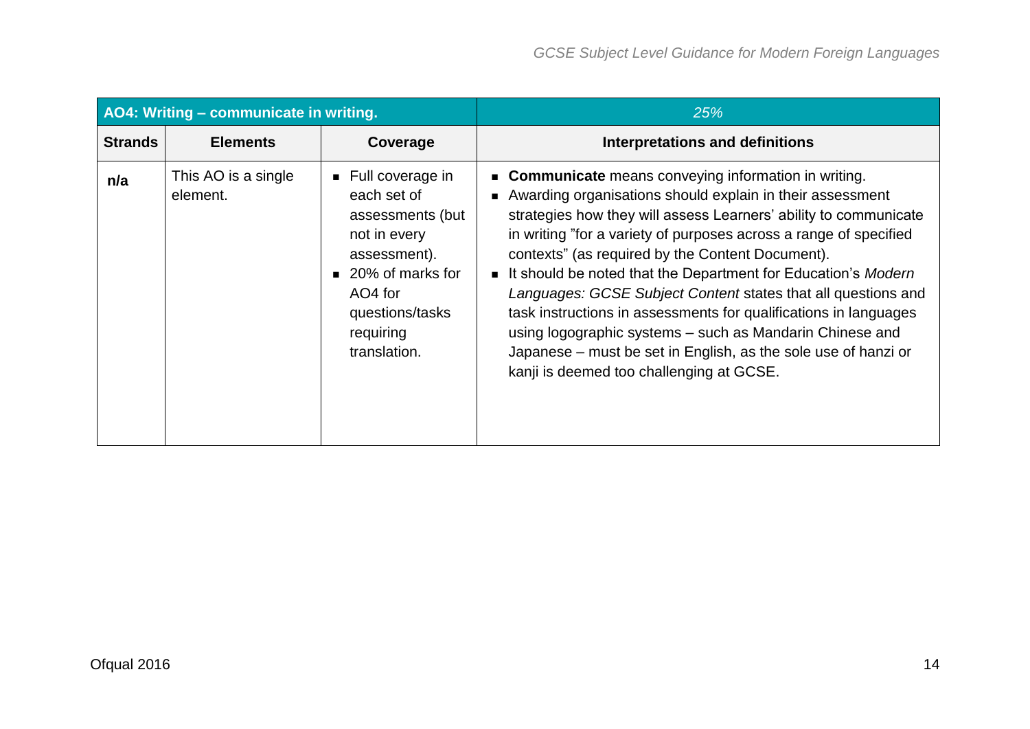| AO4: Writing – communicate in writing. | | | *25%* |
|---|---|---|---|
| **Strands** | **Elements** | **Coverage** | **Interpretations and definitions** |
| **n/a** | This AO is a single element. | ▪ Full coverage in each set of assessments (but not in every assessment).<br>▪ 20% of marks for AO4 for questions/tasks requiring translation. | ▪ **Communicate** means conveying information in writing.<br>▪ Awarding organisations should explain in their assessment strategies how they will assess Learners' ability to communicate in writing "for a variety of purposes across a range of specified contexts" (as required by the Content Document).<br>▪ It should be noted that the Department for Education's *Modern Languages: GCSE Subject Content* states that all questions and task instructions in assessments for qualifications in languages using logographic systems – such as Mandarin Chinese and Japanese – must be set in English, as the sole use of hanzi or kanji is deemed too challenging at GCSE. |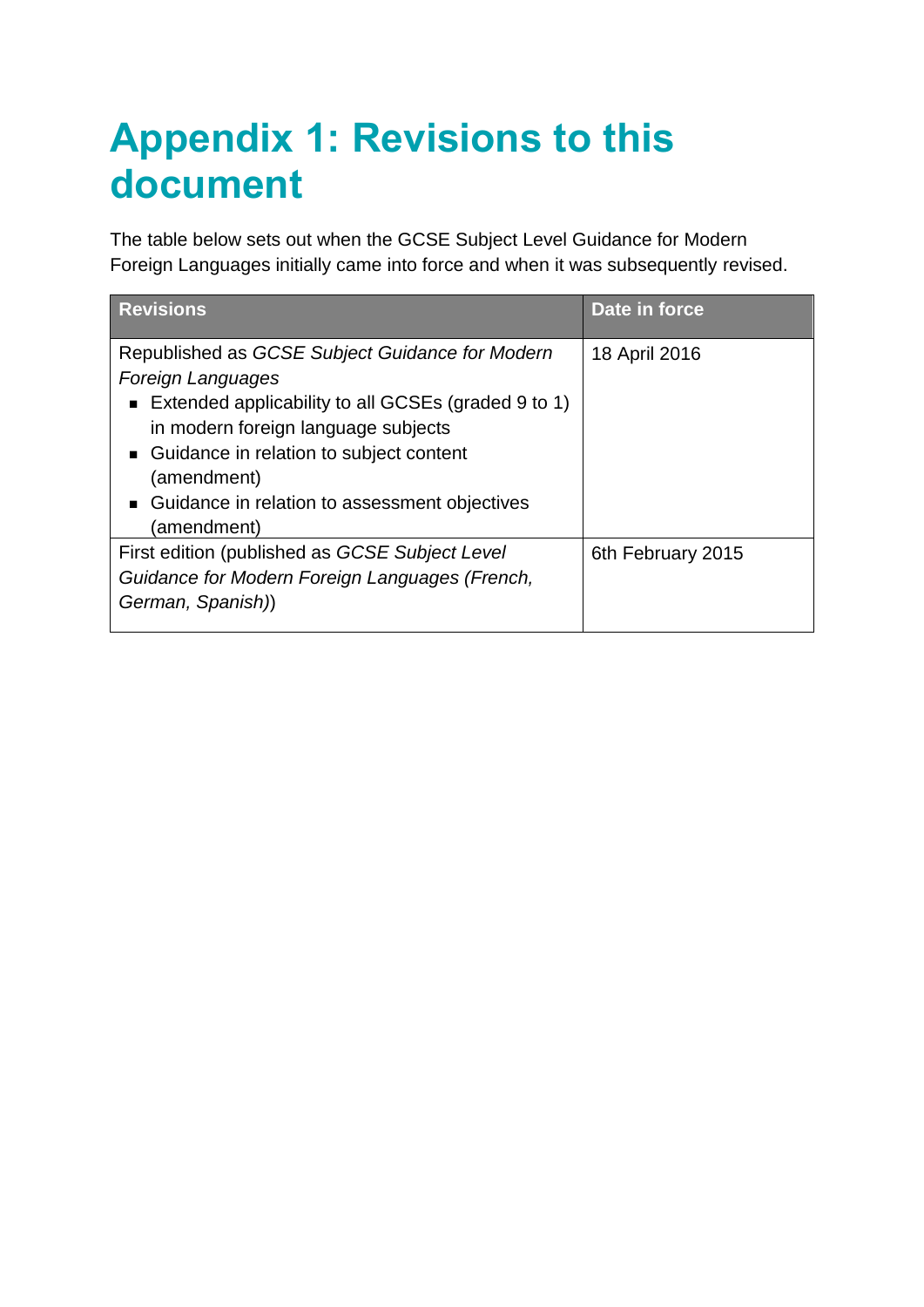# Appendix 1: Revisions to this document

The table below sets out when the GCSE Subject Level Guidance for Modern Foreign Languages initially came into force and when it was subsequently revised.

| Revisions | Date in force |
| --- | --- |
| Republished as *GCSE Subject Guidance for Modern Foreign Languages*<br>▪ Extended applicability to all GCSEs (graded 9 to 1) in modern foreign language subjects<br>▪ Guidance in relation to subject content (amendment)<br>▪ Guidance in relation to assessment objectives (amendment) | 18 April 2016 |
| First edition (published as *GCSE Subject Level Guidance for Modern Foreign Languages (French, German, Spanish)*) | 6th February 2015 |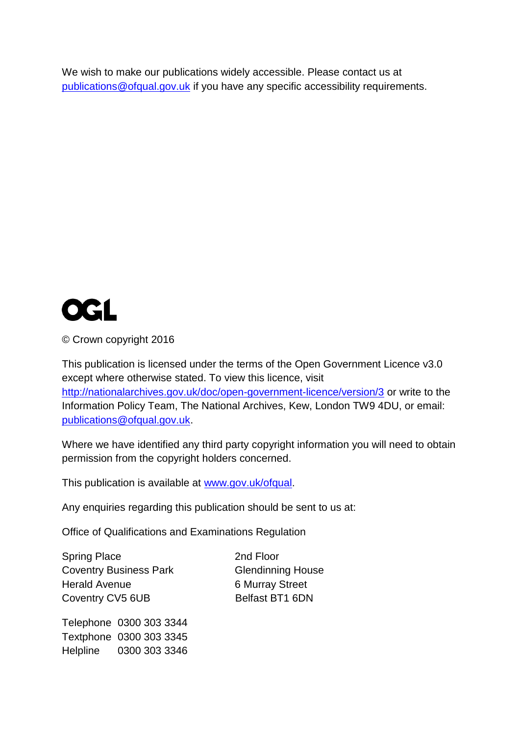We wish to make our publications widely accessible. Please contact us at publications@ofqual.gov.uk if you have any specific accessibility requirements.

OGL

© Crown copyright 2016

This publication is licensed under the terms of the Open Government Licence v3.0 except where otherwise stated. To view this licence, visit http://nationalarchives.gov.uk/doc/open-government-licence/version/3 or write to the Information Policy Team, The National Archives, Kew, London TW9 4DU, or email: publications@ofqual.gov.uk.

Where we have identified any third party copyright information you will need to obtain permission from the copyright holders concerned.

This publication is available at www.gov.uk/ofqual.

Any enquiries regarding this publication should be sent to us at:

Office of Qualifications and Examinations Regulation

Spring Place
Coventry Business Park
Herald Avenue
Coventry CV5 6UB

2nd Floor
Glendinning House
6 Murray Street
Belfast BT1 6DN

Telephone 0300 303 3344
Textphone 0300 303 3345
Helpline 0300 303 3346